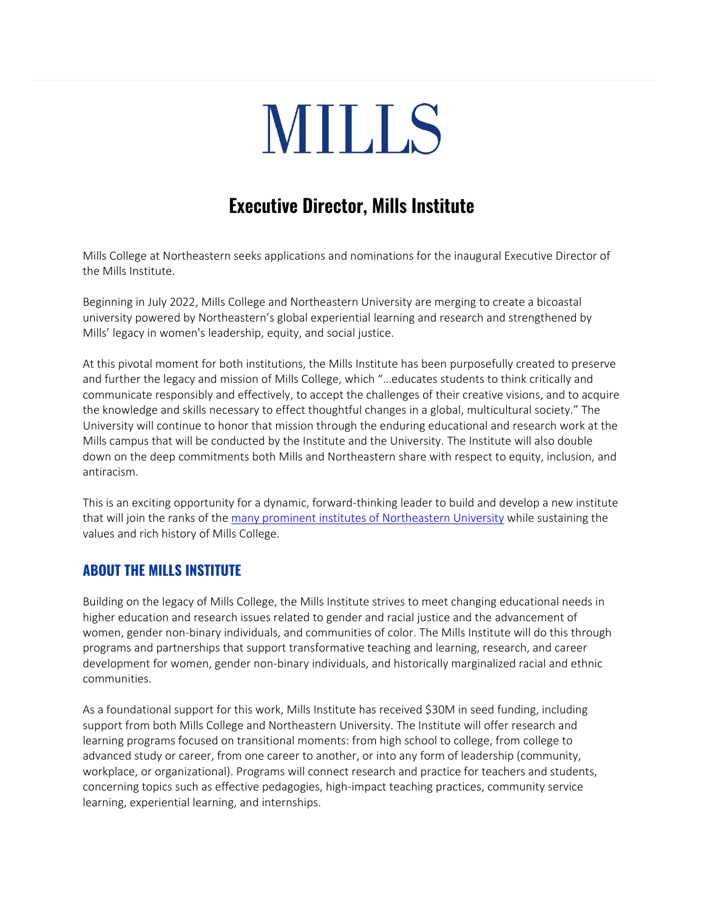# MILLS

## Executive Director, Mills Institute

Mills College at Northeastern seeks applications and nominations for the inaugural Executive Director of the Mills Institute.

Beginning in July 2022, Mills College and Northeastern University are merging to create a bicoastal university powered by Northeastern's global experiential learning and research and strengthened by Mills' legacy in women's leadership, equity, and social justice.

At this pivotal moment for both institutions, the Mills Institute has been purposefully created to preserve and further the legacy and mission of Mills College, which "…educates students to think critically and communicate responsibly and effectively, to accept the challenges of their creative visions, and to acquire the knowledge and skills necessary to effect thoughtful changes in a global, multicultural society." The University will continue to honor that mission through the enduring educational and research work at the Mills campus that will be conducted by the Institute and the University. The Institute will also double down on the deep commitments both Mills and Northeastern share with respect to equity, inclusion, and antiracism.

This is an exciting opportunity for a dynamic, forward-thinking leader to build and develop a new institute that will join the ranks of the many prominent institutes of Northeastern University while sustaining the values and rich history of Mills College.

### ABOUT THE MILLS INSTITUTE

Building on the legacy of Mills College, the Mills Institute strives to meet changing educational needs in higher education and research issues related to gender and racial justice and the advancement of women, gender non-binary individuals, and communities of color. The Mills Institute will do this through programs and partnerships that support transformative teaching and learning, research, and career development for women, gender non-binary individuals, and historically marginalized racial and ethnic communities.

As a foundational support for this work, Mills Institute has received $30M in seed funding, including support from both Mills College and Northeastern University. The Institute will offer research and learning programs focused on transitional moments: from high school to college, from college to advanced study or career, from one career to another, or into any form of leadership (community, workplace, or organizational). Programs will connect research and practice for teachers and students, concerning topics such as effective pedagogies, high-impact teaching practices, community service learning, experiential learning, and internships.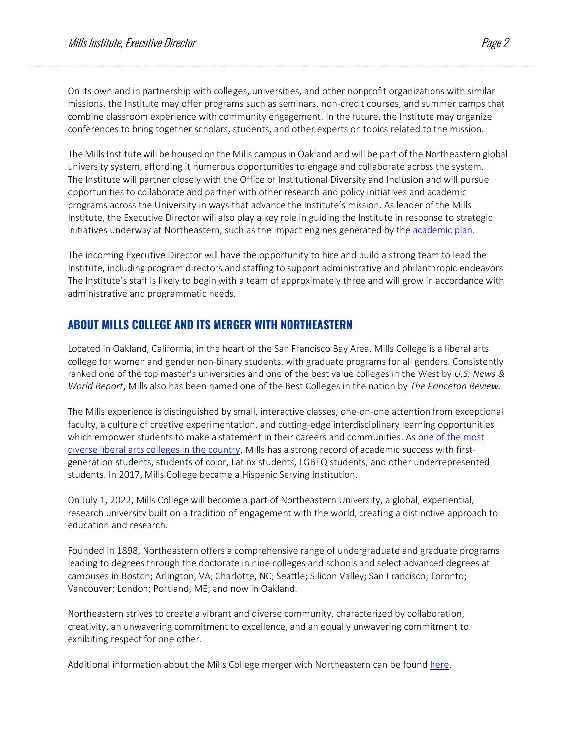On its own and in partnership with colleges, universities, and other nonprofit organizations with similar missions, the Institute may offer programs such as seminars, non-credit courses, and summer camps that combine classroom experience with community engagement. In the future, the Institute may organize conferences to bring together scholars, students, and other experts on topics related to the mission.

The Mills Institute will be housed on the Mills campus in Oakland and will be part of the Northeastern global university system, affording it numerous opportunities to engage and collaborate across the system. The Institute will partner closely with the Office of Institutional Diversity and Inclusion and will pursue opportunities to collaborate and partner with other research and policy initiatives and academic programs across the University in ways that advance the Institute's mission. As leader of the Mills Institute, the Executive Director will also play a key role in guiding the Institute in response to strategic initiatives underway at Northeastern, such as the impact engines generated by the academic plan.

The incoming Executive Director will have the opportunity to hire and build a strong team to lead the Institute, including program directors and staffing to support administrative and philanthropic endeavors. The Institute's staff is likely to begin with a team of approximately three and will grow in accordance with administrative and programmatic needs.

## ABOUT MILLS COLLEGE AND ITS MERGER WITH NORTHEASTERN

Located in Oakland, California, in the heart of the San Francisco Bay Area, Mills College is a liberal arts college for women and gender non-binary students, with graduate programs for all genders. Consistently ranked one of the top master's universities and one of the best value colleges in the West by *U.S. News & World Report*, Mills also has been named one of the Best Colleges in the nation by *The Princeton Review*.

The Mills experience is distinguished by small, interactive classes, one-on-one attention from exceptional faculty, a culture of creative experimentation, and cutting-edge interdisciplinary learning opportunities which empower students to make a statement in their careers and communities. As one of the most diverse liberal arts colleges in the country, Mills has a strong record of academic success with first-generation students, students of color, Latinx students, LGBTQ students, and other underrepresented students. In 2017, Mills College became a Hispanic Serving Institution.

On July 1, 2022, Mills College will become a part of Northeastern University, a global, experiential, research university built on a tradition of engagement with the world, creating a distinctive approach to education and research.

Founded in 1898, Northeastern offers a comprehensive range of undergraduate and graduate programs leading to degrees through the doctorate in nine colleges and schools and select advanced degrees at campuses in Boston; Arlington, VA; Charlotte, NC; Seattle; Silicon Valley; San Francisco; Toronto; Vancouver; London; Portland, ME; and now in Oakland.

Northeastern strives to create a vibrant and diverse community, characterized by collaboration, creativity, an unwavering commitment to excellence, and an equally unwavering commitment to exhibiting respect for one other.

Additional information about the Mills College merger with Northeastern can be found here.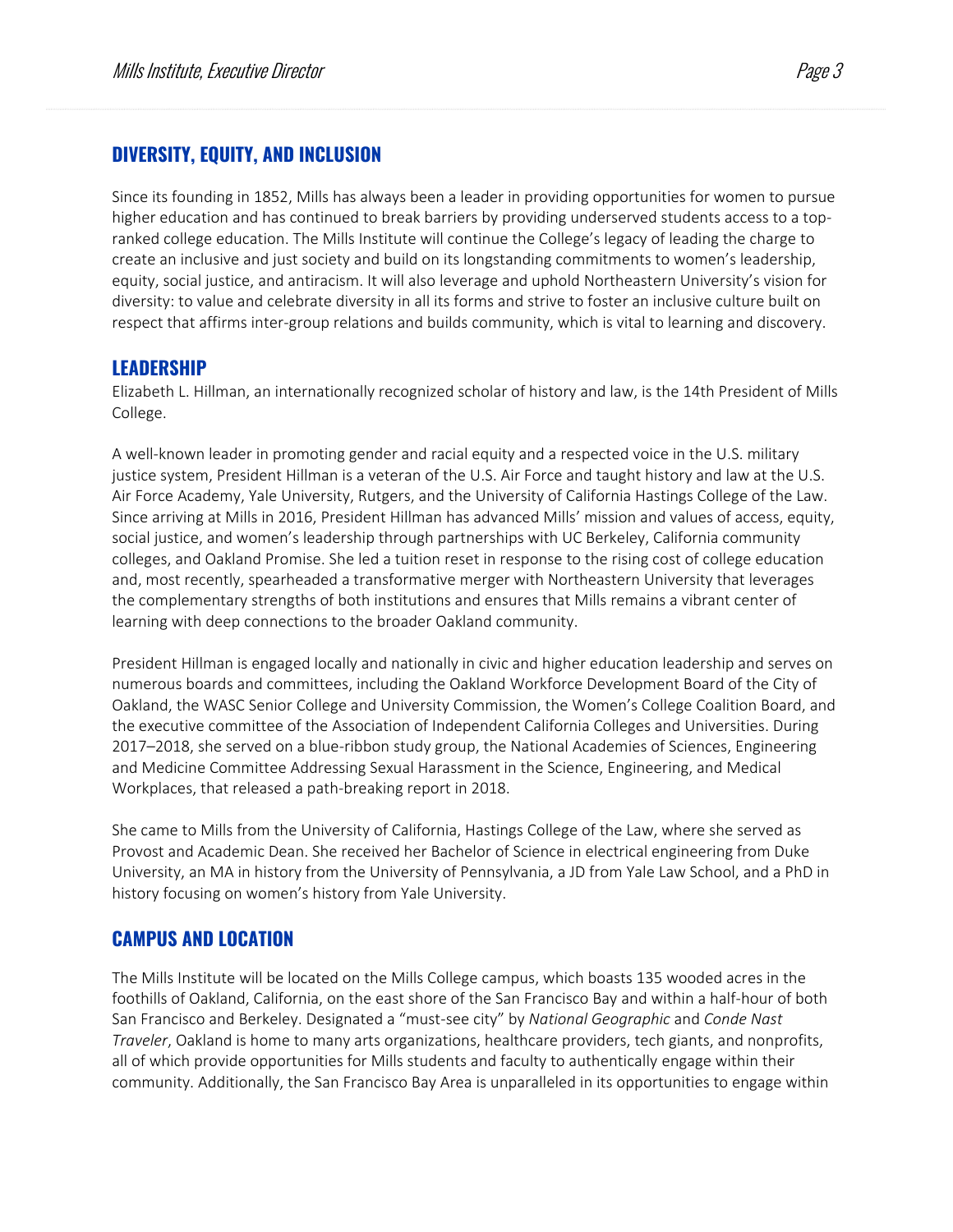## DIVERSITY, EQUITY, AND INCLUSION

Since its founding in 1852, Mills has always been a leader in providing opportunities for women to pursue higher education and has continued to break barriers by providing underserved students access to a top-ranked college education. The Mills Institute will continue the College's legacy of leading the charge to create an inclusive and just society and build on its longstanding commitments to women's leadership, equity, social justice, and antiracism. It will also leverage and uphold Northeastern University's vision for diversity: to value and celebrate diversity in all its forms and strive to foster an inclusive culture built on respect that affirms inter-group relations and builds community, which is vital to learning and discovery.

## LEADERSHIP

Elizabeth L. Hillman, an internationally recognized scholar of history and law, is the 14th President of Mills College.

A well-known leader in promoting gender and racial equity and a respected voice in the U.S. military justice system, President Hillman is a veteran of the U.S. Air Force and taught history and law at the U.S. Air Force Academy, Yale University, Rutgers, and the University of California Hastings College of the Law. Since arriving at Mills in 2016, President Hillman has advanced Mills' mission and values of access, equity, social justice, and women's leadership through partnerships with UC Berkeley, California community colleges, and Oakland Promise. She led a tuition reset in response to the rising cost of college education and, most recently, spearheaded a transformative merger with Northeastern University that leverages the complementary strengths of both institutions and ensures that Mills remains a vibrant center of learning with deep connections to the broader Oakland community.

President Hillman is engaged locally and nationally in civic and higher education leadership and serves on numerous boards and committees, including the Oakland Workforce Development Board of the City of Oakland, the WASC Senior College and University Commission, the Women's College Coalition Board, and the executive committee of the Association of Independent California Colleges and Universities. During 2017–2018, she served on a blue-ribbon study group, the National Academies of Sciences, Engineering and Medicine Committee Addressing Sexual Harassment in the Science, Engineering, and Medical Workplaces, that released a path-breaking report in 2018.

She came to Mills from the University of California, Hastings College of the Law, where she served as Provost and Academic Dean. She received her Bachelor of Science in electrical engineering from Duke University, an MA in history from the University of Pennsylvania, a JD from Yale Law School, and a PhD in history focusing on women's history from Yale University.

## CAMPUS AND LOCATION

The Mills Institute will be located on the Mills College campus, which boasts 135 wooded acres in the foothills of Oakland, California, on the east shore of the San Francisco Bay and within a half-hour of both San Francisco and Berkeley. Designated a "must-see city" by *National Geographic* and *Conde Nast Traveler*, Oakland is home to many arts organizations, healthcare providers, tech giants, and nonprofits, all of which provide opportunities for Mills students and faculty to authentically engage within their community. Additionally, the San Francisco Bay Area is unparalleled in its opportunities to engage within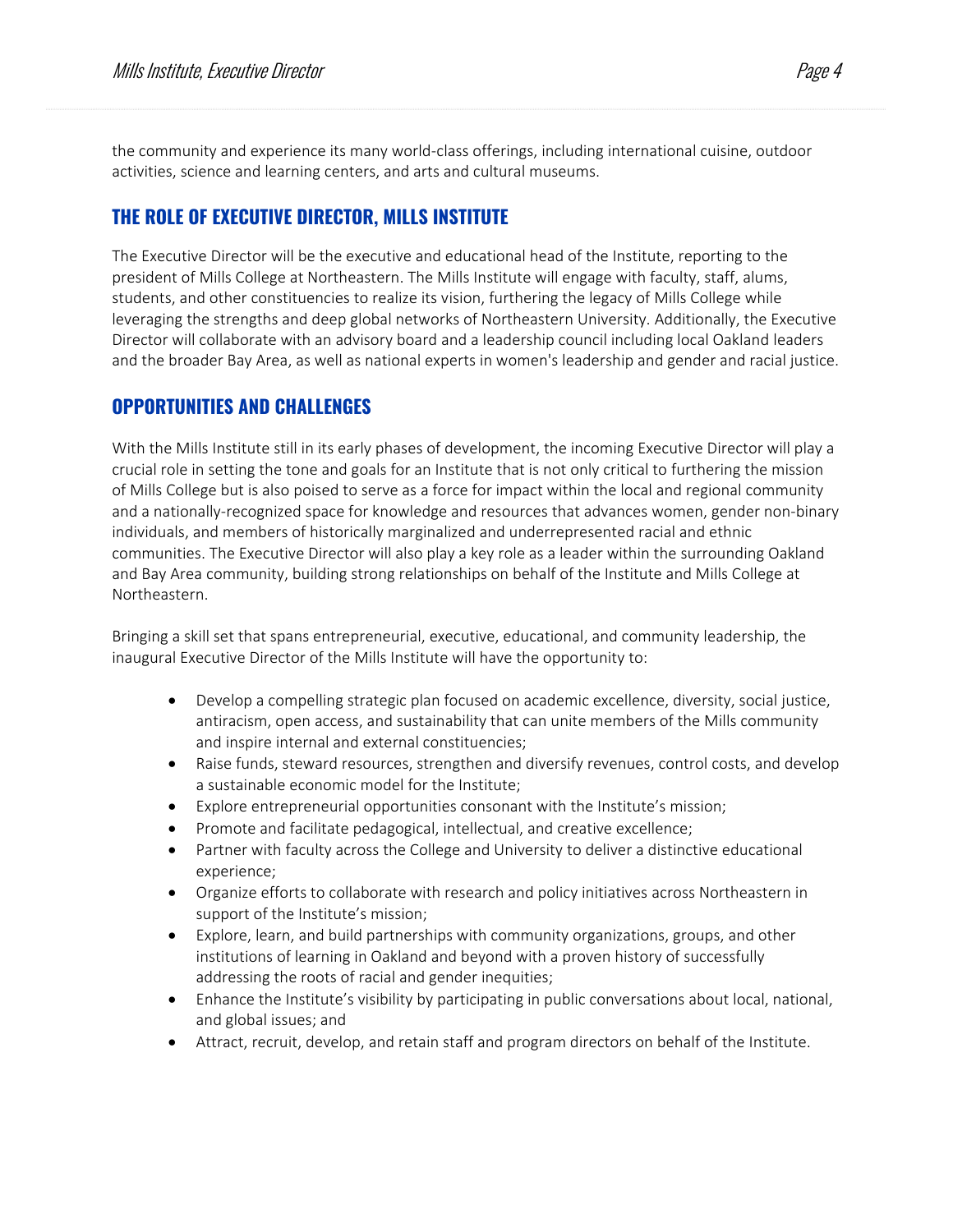the community and experience its many world-class offerings, including international cuisine, outdoor activities, science and learning centers, and arts and cultural museums.

## THE ROLE OF EXECUTIVE DIRECTOR, MILLS INSTITUTE

The Executive Director will be the executive and educational head of the Institute, reporting to the president of Mills College at Northeastern. The Mills Institute will engage with faculty, staff, alums, students, and other constituencies to realize its vision, furthering the legacy of Mills College while leveraging the strengths and deep global networks of Northeastern University. Additionally, the Executive Director will collaborate with an advisory board and a leadership council including local Oakland leaders and the broader Bay Area, as well as national experts in women's leadership and gender and racial justice.

## OPPORTUNITIES AND CHALLENGES

With the Mills Institute still in its early phases of development, the incoming Executive Director will play a crucial role in setting the tone and goals for an Institute that is not only critical to furthering the mission of Mills College but is also poised to serve as a force for impact within the local and regional community and a nationally-recognized space for knowledge and resources that advances women, gender non-binary individuals, and members of historically marginalized and underrepresented racial and ethnic communities. The Executive Director will also play a key role as a leader within the surrounding Oakland and Bay Area community, building strong relationships on behalf of the Institute and Mills College at Northeastern.

Bringing a skill set that spans entrepreneurial, executive, educational, and community leadership, the inaugural Executive Director of the Mills Institute will have the opportunity to:

- Develop a compelling strategic plan focused on academic excellence, diversity, social justice, antiracism, open access, and sustainability that can unite members of the Mills community and inspire internal and external constituencies;
- Raise funds, steward resources, strengthen and diversify revenues, control costs, and develop a sustainable economic model for the Institute;
- Explore entrepreneurial opportunities consonant with the Institute's mission;
- Promote and facilitate pedagogical, intellectual, and creative excellence;
- Partner with faculty across the College and University to deliver a distinctive educational experience;
- Organize efforts to collaborate with research and policy initiatives across Northeastern in support of the Institute's mission;
- Explore, learn, and build partnerships with community organizations, groups, and other institutions of learning in Oakland and beyond with a proven history of successfully addressing the roots of racial and gender inequities;
- Enhance the Institute's visibility by participating in public conversations about local, national, and global issues; and
- Attract, recruit, develop, and retain staff and program directors on behalf of the Institute.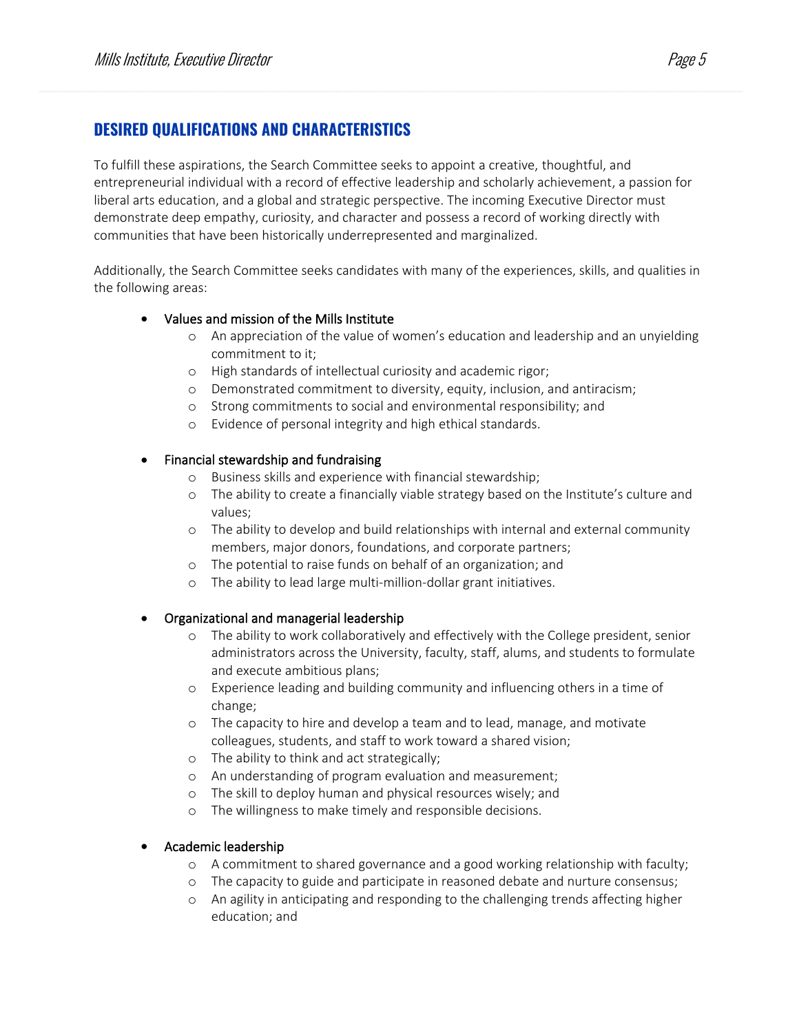## DESIRED QUALIFICATIONS AND CHARACTERISTICS

To fulfill these aspirations, the Search Committee seeks to appoint a creative, thoughtful, and entrepreneurial individual with a record of effective leadership and scholarly achievement, a passion for liberal arts education, and a global and strategic perspective. The incoming Executive Director must demonstrate deep empathy, curiosity, and character and possess a record of working directly with communities that have been historically underrepresented and marginalized.

Additionally, the Search Committee seeks candidates with many of the experiences, skills, and qualities in the following areas:

- Values and mission of the Mills Institute
  - An appreciation of the value of women's education and leadership and an unyielding commitment to it;
  - High standards of intellectual curiosity and academic rigor;
  - Demonstrated commitment to diversity, equity, inclusion, and antiracism;
  - Strong commitments to social and environmental responsibility; and
  - Evidence of personal integrity and high ethical standards.

- Financial stewardship and fundraising
  - Business skills and experience with financial stewardship;
  - The ability to create a financially viable strategy based on the Institute's culture and values;
  - The ability to develop and build relationships with internal and external community members, major donors, foundations, and corporate partners;
  - The potential to raise funds on behalf of an organization; and
  - The ability to lead large multi-million-dollar grant initiatives.

- Organizational and managerial leadership
  - The ability to work collaboratively and effectively with the College president, senior administrators across the University, faculty, staff, alums, and students to formulate and execute ambitious plans;
  - Experience leading and building community and influencing others in a time of change;
  - The capacity to hire and develop a team and to lead, manage, and motivate colleagues, students, and staff to work toward a shared vision;
  - The ability to think and act strategically;
  - An understanding of program evaluation and measurement;
  - The skill to deploy human and physical resources wisely; and
  - The willingness to make timely and responsible decisions.

- Academic leadership
  - A commitment to shared governance and a good working relationship with faculty;
  - The capacity to guide and participate in reasoned debate and nurture consensus;
  - An agility in anticipating and responding to the challenging trends affecting higher education; and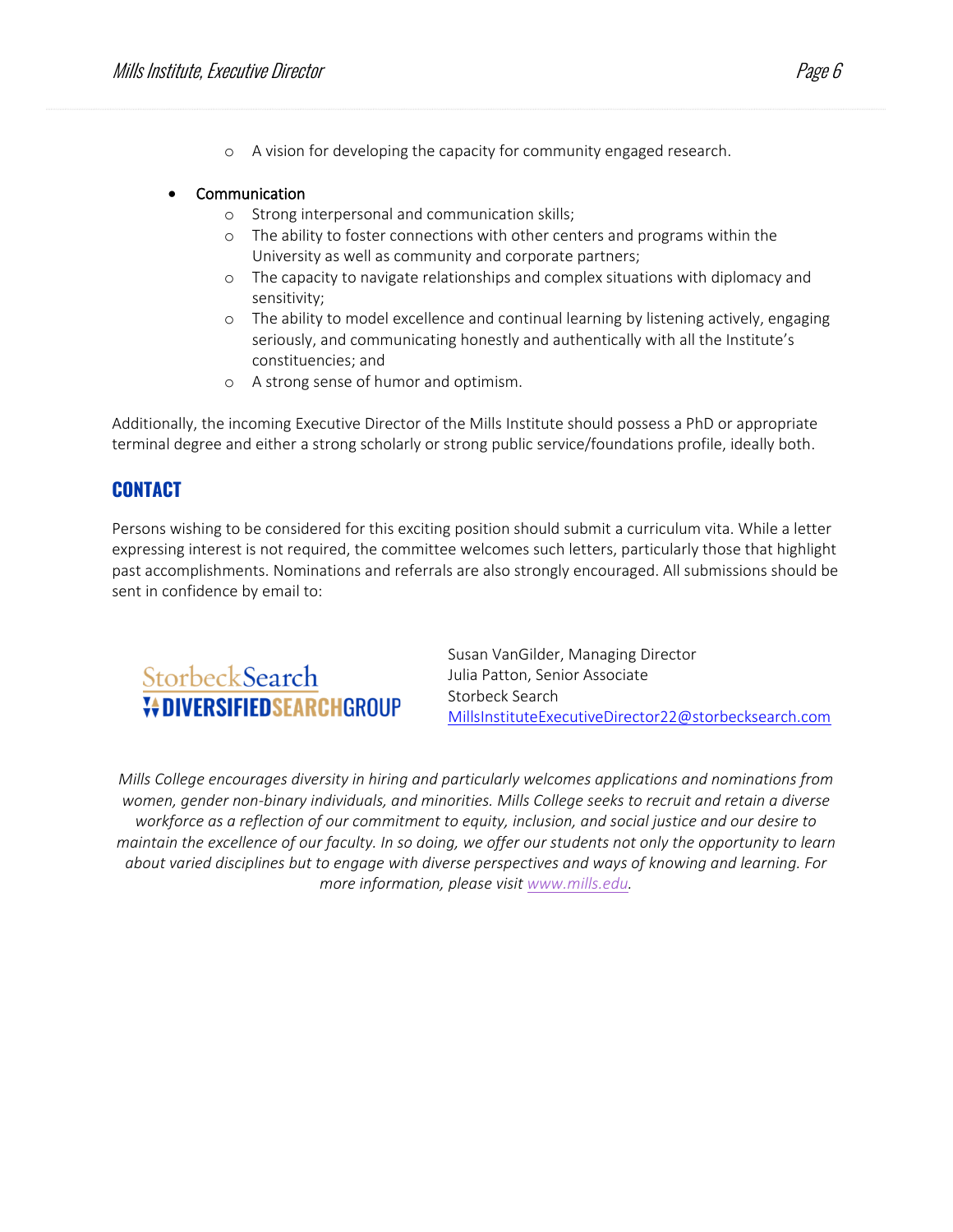- A vision for developing the capacity for community engaged research.

- Communication
  - Strong interpersonal and communication skills;
  - The ability to foster connections with other centers and programs within the University as well as community and corporate partners;
  - The capacity to navigate relationships and complex situations with diplomacy and sensitivity;
  - The ability to model excellence and continual learning by listening actively, engaging seriously, and communicating honestly and authentically with all the Institute's constituencies; and
  - A strong sense of humor and optimism.

Additionally, the incoming Executive Director of the Mills Institute should possess a PhD or appropriate terminal degree and either a strong scholarly or strong public service/foundations profile, ideally both.

## CONTACT

Persons wishing to be considered for this exciting position should submit a curriculum vita. While a letter expressing interest is not required, the committee welcomes such letters, particularly those that highlight past accomplishments. Nominations and referrals are also strongly encouraged. All submissions should be sent in confidence by email to:

StorbeckSearch
DIVERSIFIEDSEARCHGROUP

Susan VanGilder, Managing Director
Julia Patton, Senior Associate
Storbeck Search
MillsInstituteExecutiveDirector22@storbecksearch.com

*Mills College encourages diversity in hiring and particularly welcomes applications and nominations from women, gender non-binary individuals, and minorities. Mills College seeks to recruit and retain a diverse workforce as a reflection of our commitment to equity, inclusion, and social justice and our desire to maintain the excellence of our faculty. In so doing, we offer our students not only the opportunity to learn about varied disciplines but to engage with diverse perspectives and ways of knowing and learning. For more information, please visit www.mills.edu.*